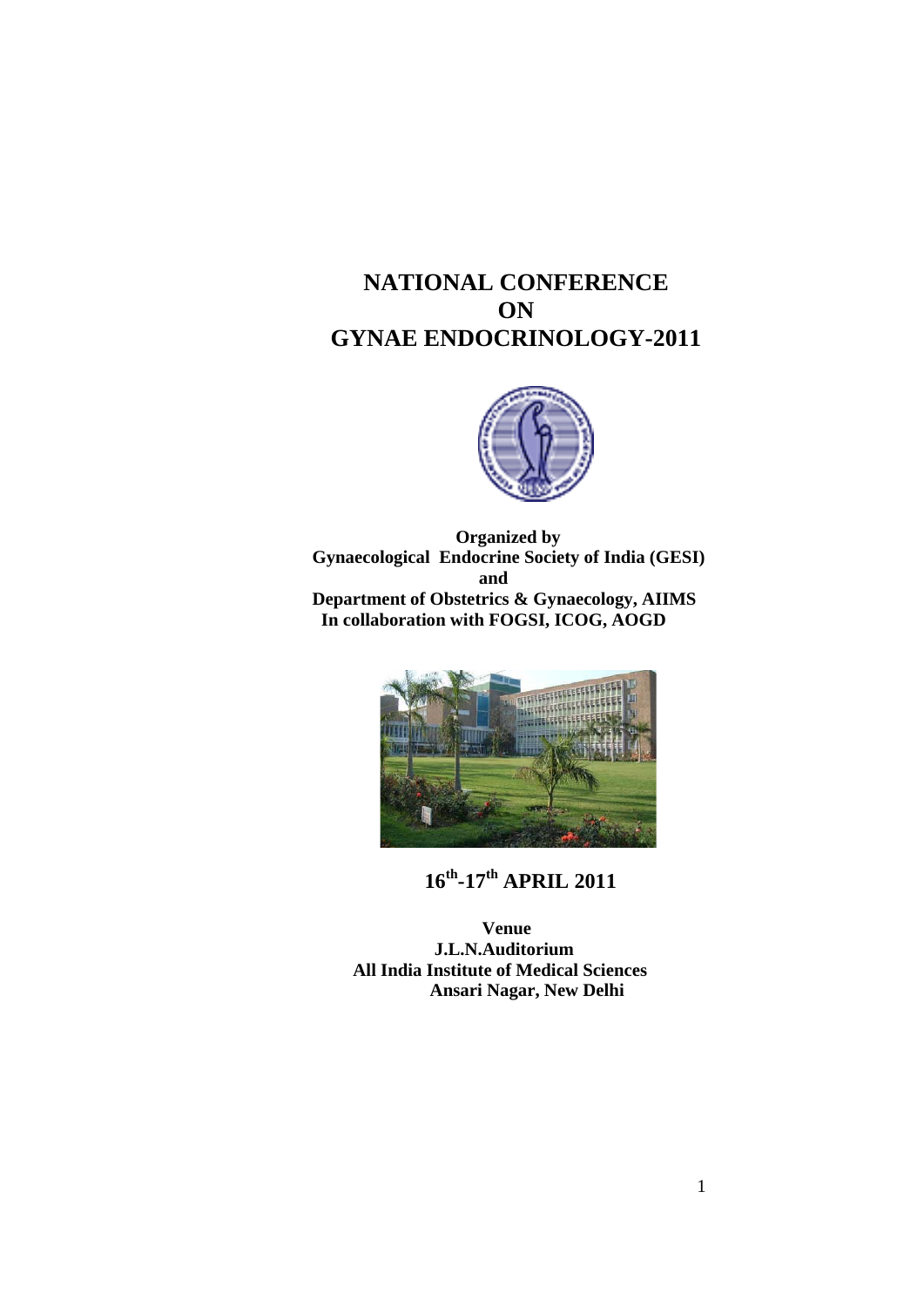# NATIONAL CONFERENCE ON GYNAE ENDOCRINOLOGY-2011

**Organized by**
**Gynaecological Endocrine Society of India (GESI)**
**and**
**Department of Obstetrics & Gynaecology, AIIMS**
**In collaboration with FOGSI, ICOG, AOGD**

## 16th-17th APRIL 2011

**Venue**
**J.L.N.Auditorium**
**All India Institute of Medical Sciences**
**Ansari Nagar, New Delhi**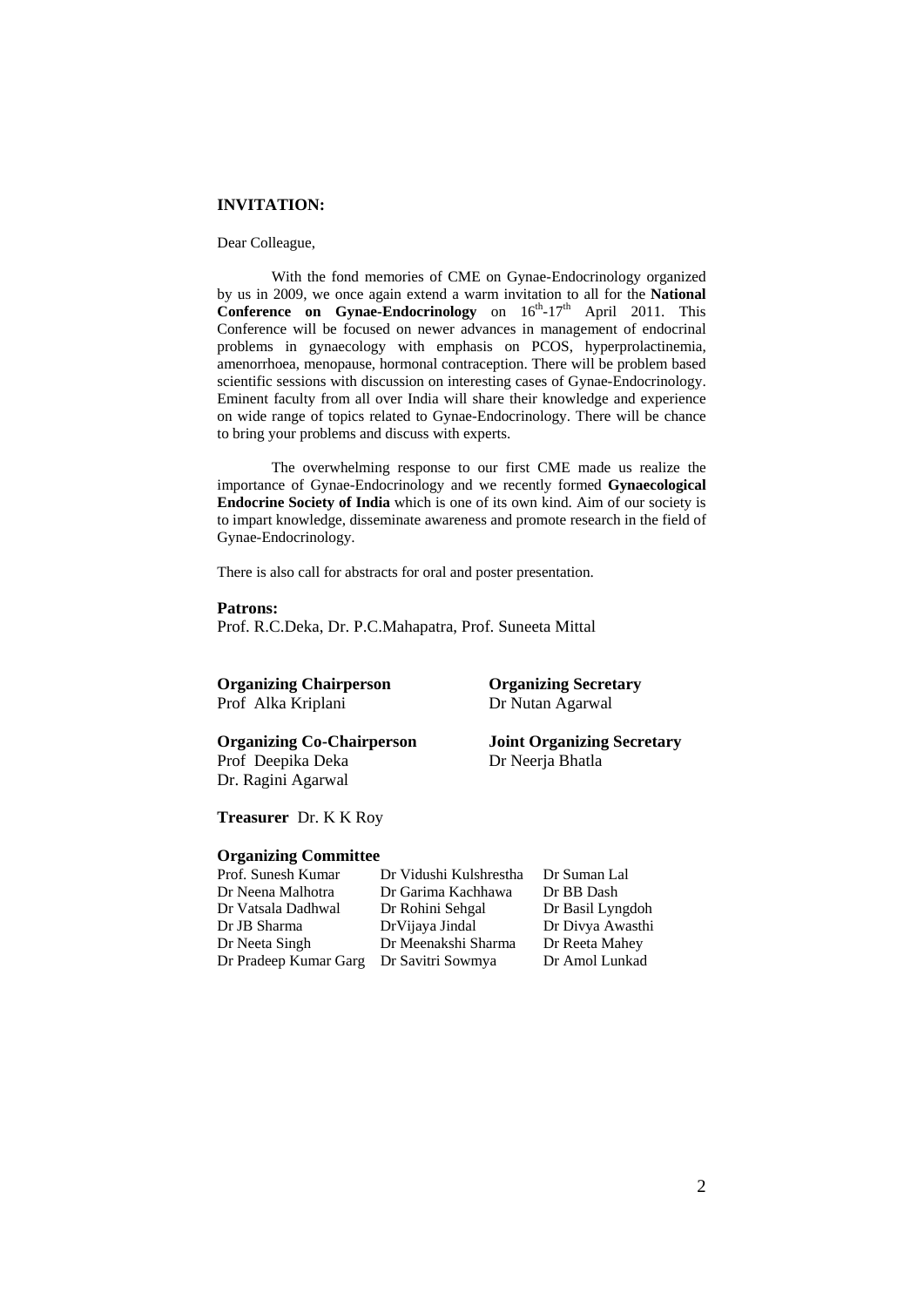## INVITATION:

Dear Colleague,

With the fond memories of CME on Gynae-Endocrinology organized by us in 2009, we once again extend a warm invitation to all for the **National Conference on Gynae-Endocrinology** on 16th-17th April 2011. This Conference will be focused on newer advances in management of endocrinal problems in gynaecology with emphasis on PCOS, hyperprolactinemia, amenorrhoea, menopause, hormonal contraception. There will be problem based scientific sessions with discussion on interesting cases of Gynae-Endocrinology. Eminent faculty from all over India will share their knowledge and experience on wide range of topics related to Gynae-Endocrinology. There will be chance to bring your problems and discuss with experts.

The overwhelming response to our first CME made us realize the importance of Gynae-Endocrinology and we recently formed **Gynaecological Endocrine Society of India** which is one of its own kind. Aim of our society is to impart knowledge, disseminate awareness and promote research in the field of Gynae-Endocrinology.

There is also call for abstracts for oral and poster presentation.

**Patrons:**
Prof. R.C.Deka, Dr. P.C.Mahapatra, Prof. Suneeta Mittal

**Organizing Chairperson**
Prof Alka Kriplani

**Organizing Secretary**
Dr Nutan Agarwal

**Organizing Co-Chairperson**
Prof Deepika Deka
Dr. Ragini Agarwal

**Joint Organizing Secretary**
Dr Neerja Bhatla

**Treasurer** Dr. K K Roy

**Organizing Committee**

| | | |
|---|---|---|
| Prof. Sunesh Kumar | Dr Vidushi Kulshrestha | Dr Suman Lal |
| Dr Neena Malhotra | Dr Garima Kachhawa | Dr BB Dash |
| Dr Vatsala Dadhwal | Dr Rohini Sehgal | Dr Basil Lyngdoh |
| Dr JB Sharma | DrVijaya Jindal | Dr Divya Awasthi |
| Dr Neeta Singh | Dr Meenakshi Sharma | Dr Reeta Mahey |
| Dr Pradeep Kumar Garg | Dr Savitri Sowmya | Dr Amol Lunkad |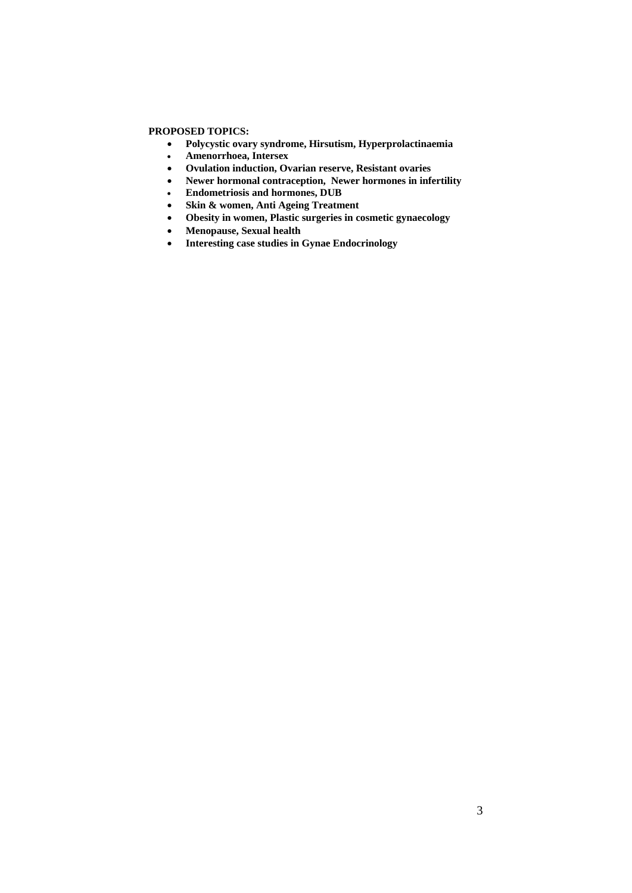**PROPOSED TOPICS:**

- **Polycystic ovary syndrome, Hirsutism, Hyperprolactinaemia**
- **Amenorrhoea, Intersex**
- **Ovulation induction, Ovarian reserve, Resistant ovaries**
- **Newer hormonal contraception, Newer hormones in infertility**
- **Endometriosis and hormones, DUB**
- **Skin & women, Anti Ageing Treatment**
- **Obesity in women, Plastic surgeries in cosmetic gynaecology**
- **Menopause, Sexual health**
- **Interesting case studies in Gynae Endocrinology**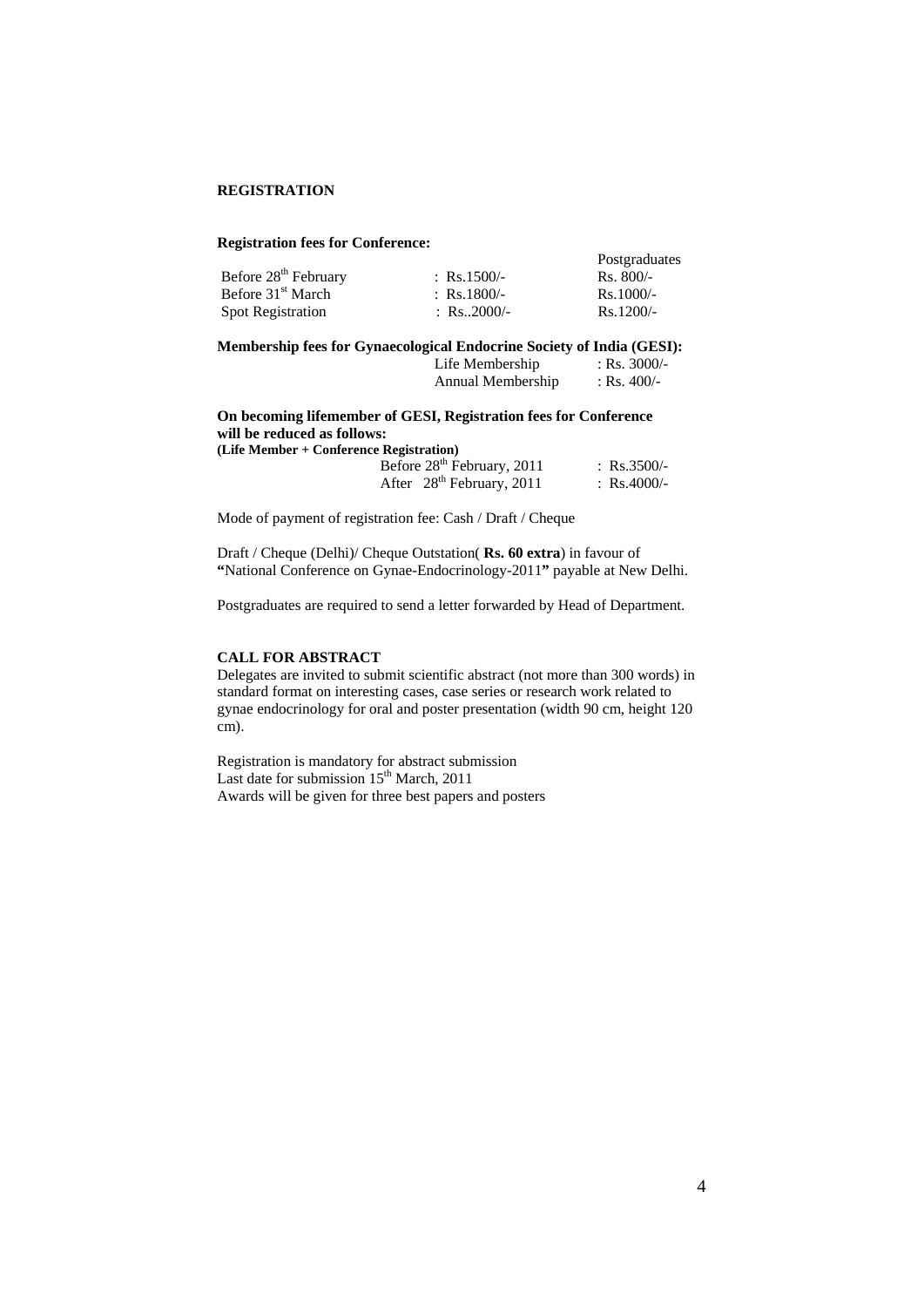## REGISTRATION

### Registration fees for Conference:

| | | Postgraduates |
|---|---|---|
| Before 28th February | : Rs.1500/- | Rs. 800/- |
| Before 31st March | : Rs.1800/- | Rs.1000/- |
| Spot Registration | : Rs..2000/- | Rs.1200/- |

**Membership fees for Gynaecological Endocrine Society of India (GESI):**

| | |
|---|---|
| Life Membership | : Rs. 3000/- |
| Annual Membership | : Rs. 400/- |

**On becoming lifemember of GESI, Registration fees for Conference will be reduced as follows:**
**(Life Member + Conference Registration)**

| | |
|---|---|
| Before 28th February, 2011 | : Rs.3500/- |
| After 28th February, 2011 | : Rs.4000/- |

Mode of payment of registration fee: Cash / Draft / Cheque

Draft / Cheque (Delhi)/ Cheque Outstation( **Rs. 60 extra**) in favour of **"**National Conference on Gynae-Endocrinology-2011**"** payable at New Delhi.

Postgraduates are required to send a letter forwarded by Head of Department.

## CALL FOR ABSTRACT

Delegates are invited to submit scientific abstract (not more than 300 words) in standard format on interesting cases, case series or research work related to gynae endocrinology for oral and poster presentation (width 90 cm, height 120 cm).

Registration is mandatory for abstract submission
Last date for submission 15th March, 2011
Awards will be given for three best papers and posters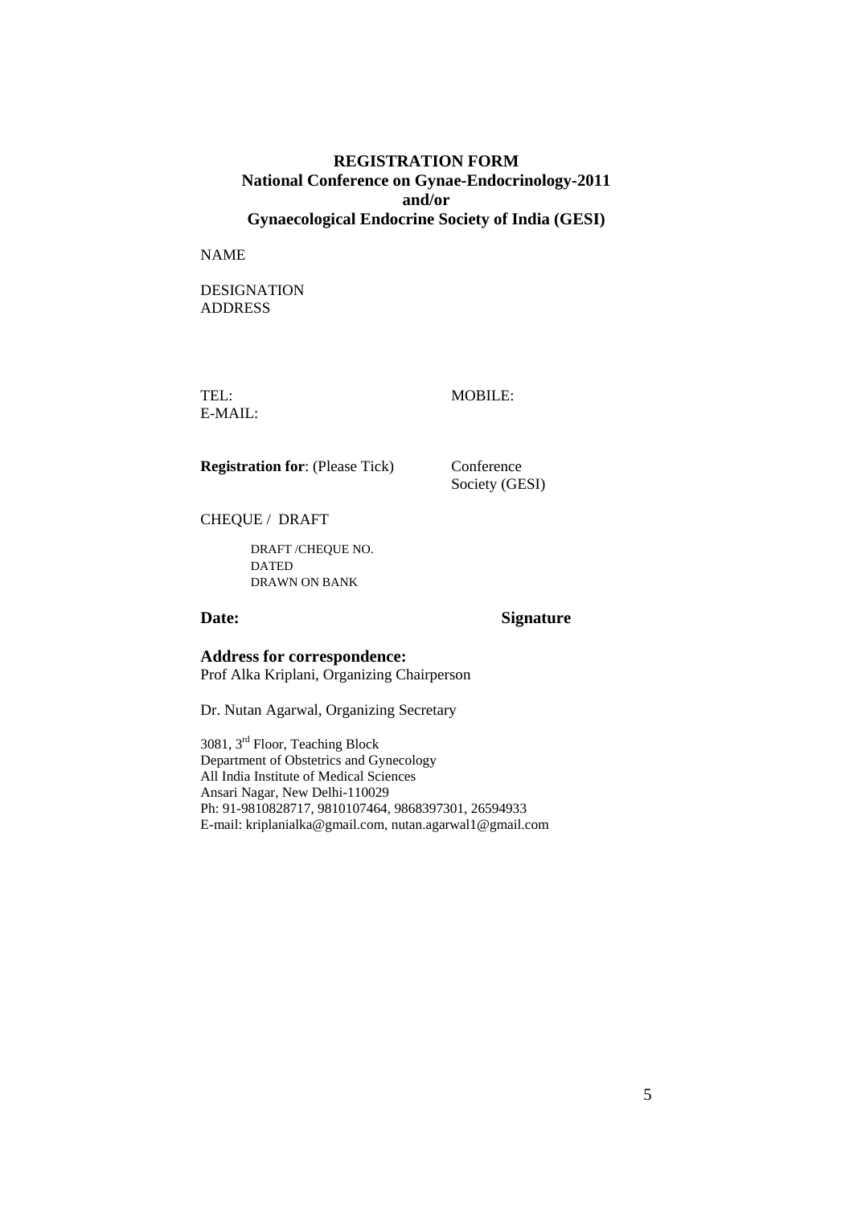**REGISTRATION FORM**
**National Conference on Gynae-Endocrinology-2011**
**and/or**
**Gynaecological Endocrine Society of India (GESI)**

NAME

DESIGNATION
ADDRESS

TEL: MOBILE:
E-MAIL:

**Registration for**: (Please Tick) Conference
Society (GESI)

CHEQUE / DRAFT

DRAFT /CHEQUE NO.
DATED
DRAWN ON BANK

**Date:** **Signature**

**Address for correspondence:**
Prof Alka Kriplani, Organizing Chairperson

Dr. Nutan Agarwal, Organizing Secretary

3081, 3rd Floor, Teaching Block
Department of Obstetrics and Gynecology
All India Institute of Medical Sciences
Ansari Nagar, New Delhi-110029
Ph: 91-9810828717, 9810107464, 9868397301, 26594933
E-mail: kriplanialka@gmail.com, nutan.agarwal1@gmail.com